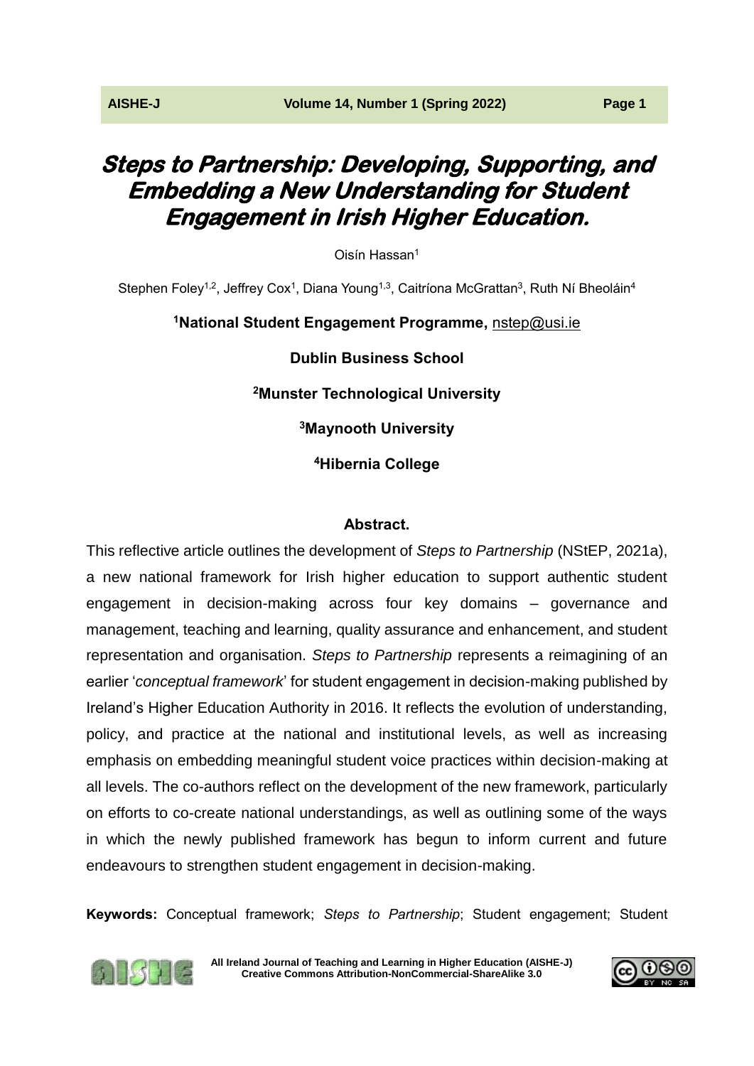# Steps to Partnership: Developing, Supporting, and Embedding a New Understanding for Student Engagement in Irish Higher Education.

Oisín Hassan[1]

Stephen Foley[1,2], Jeffrey Cox[1], Diana Young[1,3], Caitríona McGrattan[3], Ruth Ní Bheoláin[4]

**[1]National Student Engagement Programme,** nstep@usi.ie

**Dublin Business School**

**[2]Munster Technological University**

**[3]Maynooth University**

**[4]Hibernia College**

### Abstract.

This reflective article outlines the development of *Steps to Partnership* (NStEP, 2021a), a new national framework for Irish higher education to support authentic student engagement in decision-making across four key domains – governance and management, teaching and learning, quality assurance and enhancement, and student representation and organisation. *Steps to Partnership* represents a reimagining of an earlier '*conceptual framework*' for student engagement in decision-making published by Ireland's Higher Education Authority in 2016. It reflects the evolution of understanding, policy, and practice at the national and institutional levels, as well as increasing emphasis on embedding meaningful student voice practices within decision-making at all levels. The co-authors reflect on the development of the new framework, particularly on efforts to co-create national understandings, as well as outlining some of the ways in which the newly published framework has begun to inform current and future endeavours to strengthen student engagement in decision-making.

**Keywords:** Conceptual framework; *Steps to Partnership*; Student engagement; Student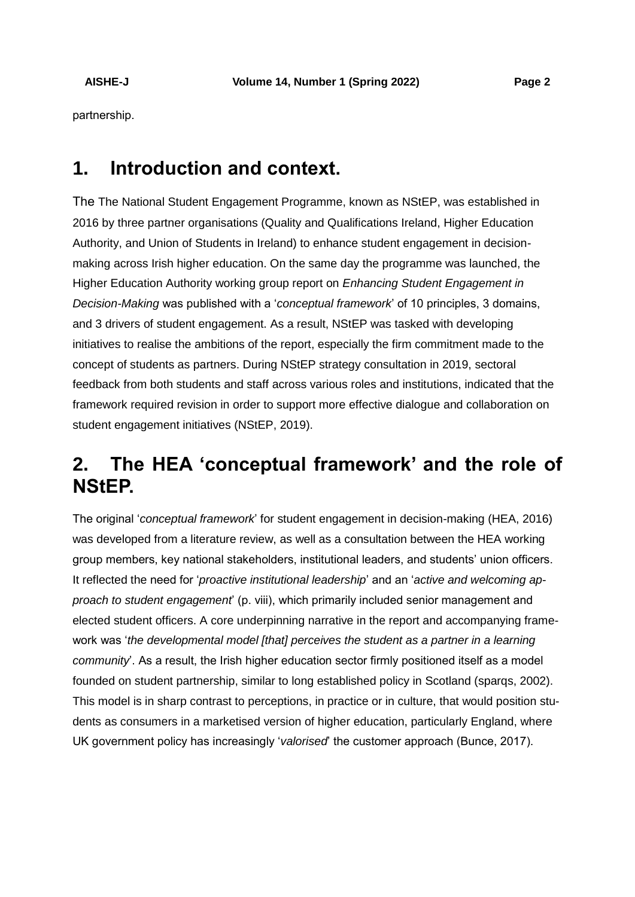partnership.

## 1. Introduction and context.

The The National Student Engagement Programme, known as NStEP, was established in 2016 by three partner organisations (Quality and Qualifications Ireland, Higher Education Authority, and Union of Students in Ireland) to enhance student engagement in decision-making across Irish higher education. On the same day the programme was launched, the Higher Education Authority working group report on *Enhancing Student Engagement in Decision-Making* was published with a '*conceptual framework*' of 10 principles, 3 domains, and 3 drivers of student engagement. As a result, NStEP was tasked with developing initiatives to realise the ambitions of the report, especially the firm commitment made to the concept of students as partners. During NStEP strategy consultation in 2019, sectoral feedback from both students and staff across various roles and institutions, indicated that the framework required revision in order to support more effective dialogue and collaboration on student engagement initiatives (NStEP, 2019).

## 2. The HEA 'conceptual framework' and the role of NStEP.

The original '*conceptual framework*' for student engagement in decision-making (HEA, 2016) was developed from a literature review, as well as a consultation between the HEA working group members, key national stakeholders, institutional leaders, and students' union officers. It reflected the need for '*proactive institutional leadership*' and an '*active and welcoming approach to student engagement*' (p. viii), which primarily included senior management and elected student officers. A core underpinning narrative in the report and accompanying framework was '*the developmental model [that] perceives the student as a partner in a learning community*'. As a result, the Irish higher education sector firmly positioned itself as a model founded on student partnership, similar to long established policy in Scotland (sparqs, 2002). This model is in sharp contrast to perceptions, in practice or in culture, that would position students as consumers in a marketised version of higher education, particularly England, where UK government policy has increasingly '*valorised*' the customer approach (Bunce, 2017).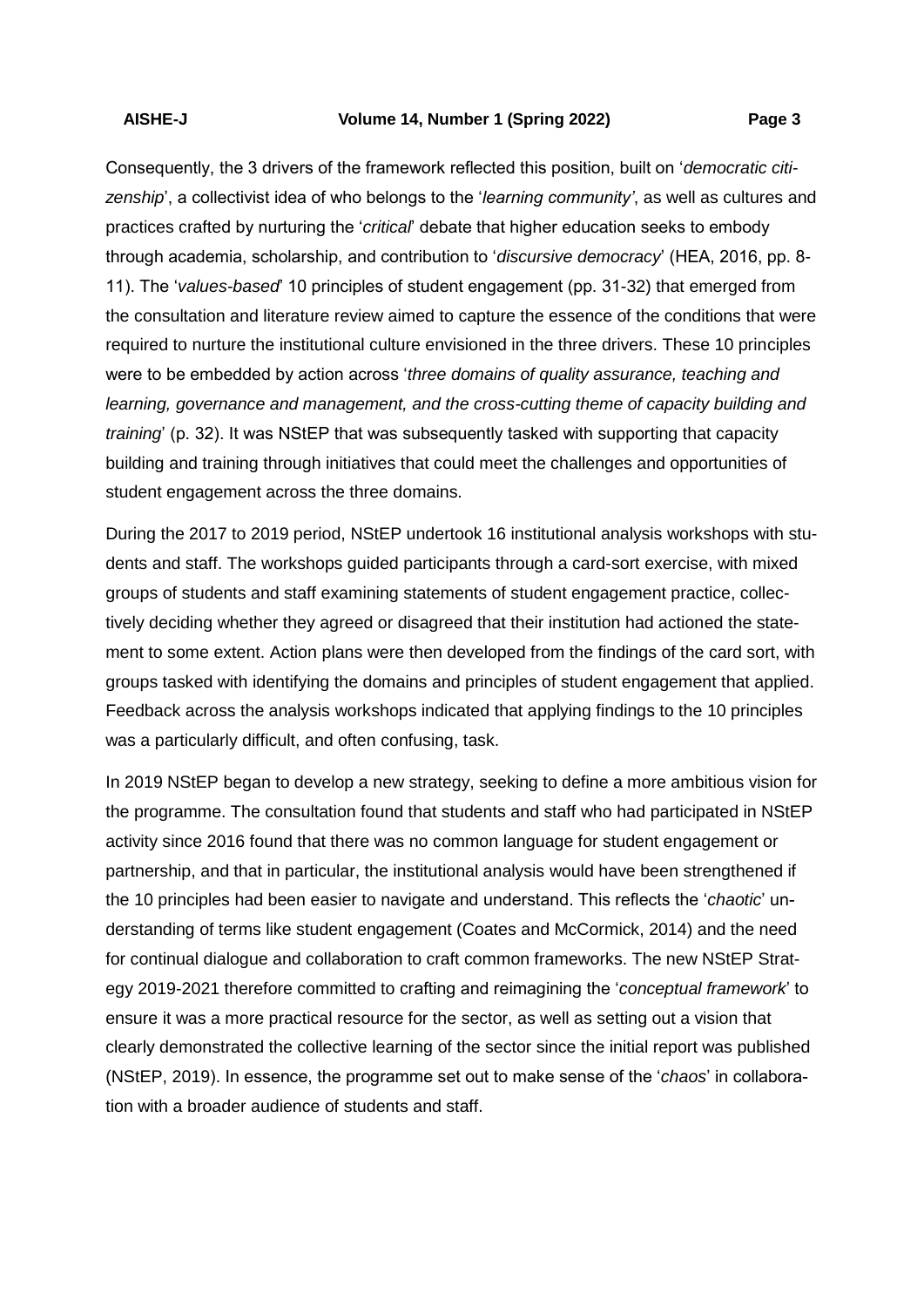Consequently, the 3 drivers of the framework reflected this position, built on '*democratic citizenship*', a collectivist idea of who belongs to the '*learning community'*, as well as cultures and practices crafted by nurturing the '*critical*' debate that higher education seeks to embody through academia, scholarship, and contribution to '*discursive democracy*' (HEA, 2016, pp. 8-11). The '*values-based*' 10 principles of student engagement (pp. 31-32) that emerged from the consultation and literature review aimed to capture the essence of the conditions that were required to nurture the institutional culture envisioned in the three drivers. These 10 principles were to be embedded by action across '*three domains of quality assurance, teaching and learning, governance and management, and the cross-cutting theme of capacity building and training*' (p. 32). It was NStEP that was subsequently tasked with supporting that capacity building and training through initiatives that could meet the challenges and opportunities of student engagement across the three domains.

During the 2017 to 2019 period, NStEP undertook 16 institutional analysis workshops with students and staff. The workshops guided participants through a card-sort exercise, with mixed groups of students and staff examining statements of student engagement practice, collectively deciding whether they agreed or disagreed that their institution had actioned the statement to some extent. Action plans were then developed from the findings of the card sort, with groups tasked with identifying the domains and principles of student engagement that applied. Feedback across the analysis workshops indicated that applying findings to the 10 principles was a particularly difficult, and often confusing, task.

In 2019 NStEP began to develop a new strategy, seeking to define a more ambitious vision for the programme. The consultation found that students and staff who had participated in NStEP activity since 2016 found that there was no common language for student engagement or partnership, and that in particular, the institutional analysis would have been strengthened if the 10 principles had been easier to navigate and understand. This reflects the '*chaotic*' understanding of terms like student engagement (Coates and McCormick, 2014) and the need for continual dialogue and collaboration to craft common frameworks. The new NStEP Strategy 2019-2021 therefore committed to crafting and reimagining the '*conceptual framework*' to ensure it was a more practical resource for the sector, as well as setting out a vision that clearly demonstrated the collective learning of the sector since the initial report was published (NStEP, 2019). In essence, the programme set out to make sense of the '*chaos*' in collaboration with a broader audience of students and staff.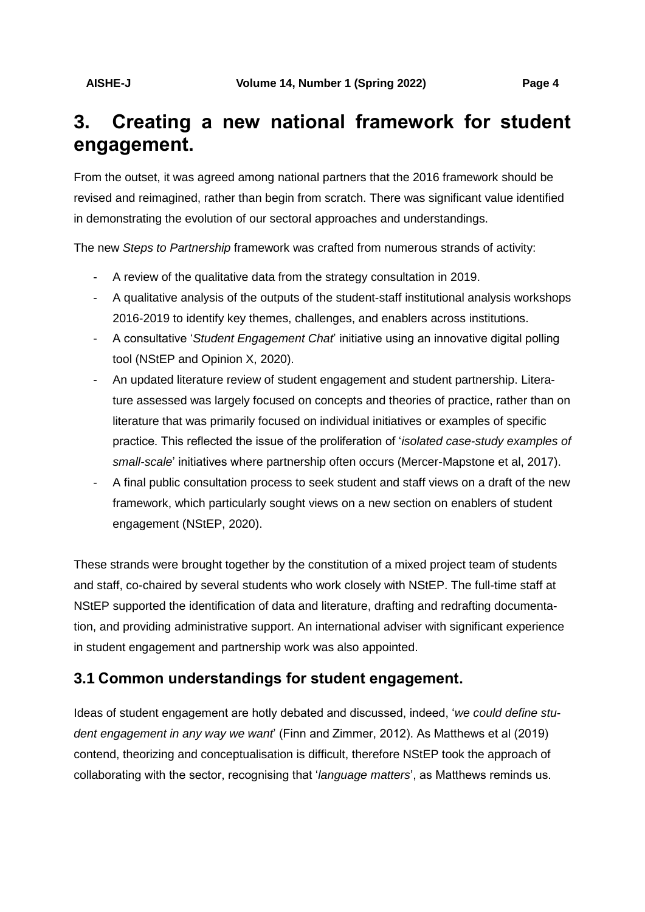## 3. Creating a new national framework for student engagement.

From the outset, it was agreed among national partners that the 2016 framework should be revised and reimagined, rather than begin from scratch. There was significant value identified in demonstrating the evolution of our sectoral approaches and understandings.

The new *Steps to Partnership* framework was crafted from numerous strands of activity:

- A review of the qualitative data from the strategy consultation in 2019.
- A qualitative analysis of the outputs of the student-staff institutional analysis workshops 2016-2019 to identify key themes, challenges, and enablers across institutions.
- A consultative '*Student Engagement Chat*' initiative using an innovative digital polling tool (NStEP and Opinion X, 2020).
- An updated literature review of student engagement and student partnership. Literature assessed was largely focused on concepts and theories of practice, rather than on literature that was primarily focused on individual initiatives or examples of specific practice. This reflected the issue of the proliferation of '*isolated case-study examples of small-scale*' initiatives where partnership often occurs (Mercer-Mapstone et al, 2017).
- A final public consultation process to seek student and staff views on a draft of the new framework, which particularly sought views on a new section on enablers of student engagement (NStEP, 2020).

These strands were brought together by the constitution of a mixed project team of students and staff, co-chaired by several students who work closely with NStEP. The full-time staff at NStEP supported the identification of data and literature, drafting and redrafting documentation, and providing administrative support. An international adviser with significant experience in student engagement and partnership work was also appointed.

### 3.1 Common understandings for student engagement.

Ideas of student engagement are hotly debated and discussed, indeed, '*we could define student engagement in any way we want*' (Finn and Zimmer, 2012). As Matthews et al (2019) contend, theorizing and conceptualisation is difficult, therefore NStEP took the approach of collaborating with the sector, recognising that '*language matters*', as Matthews reminds us.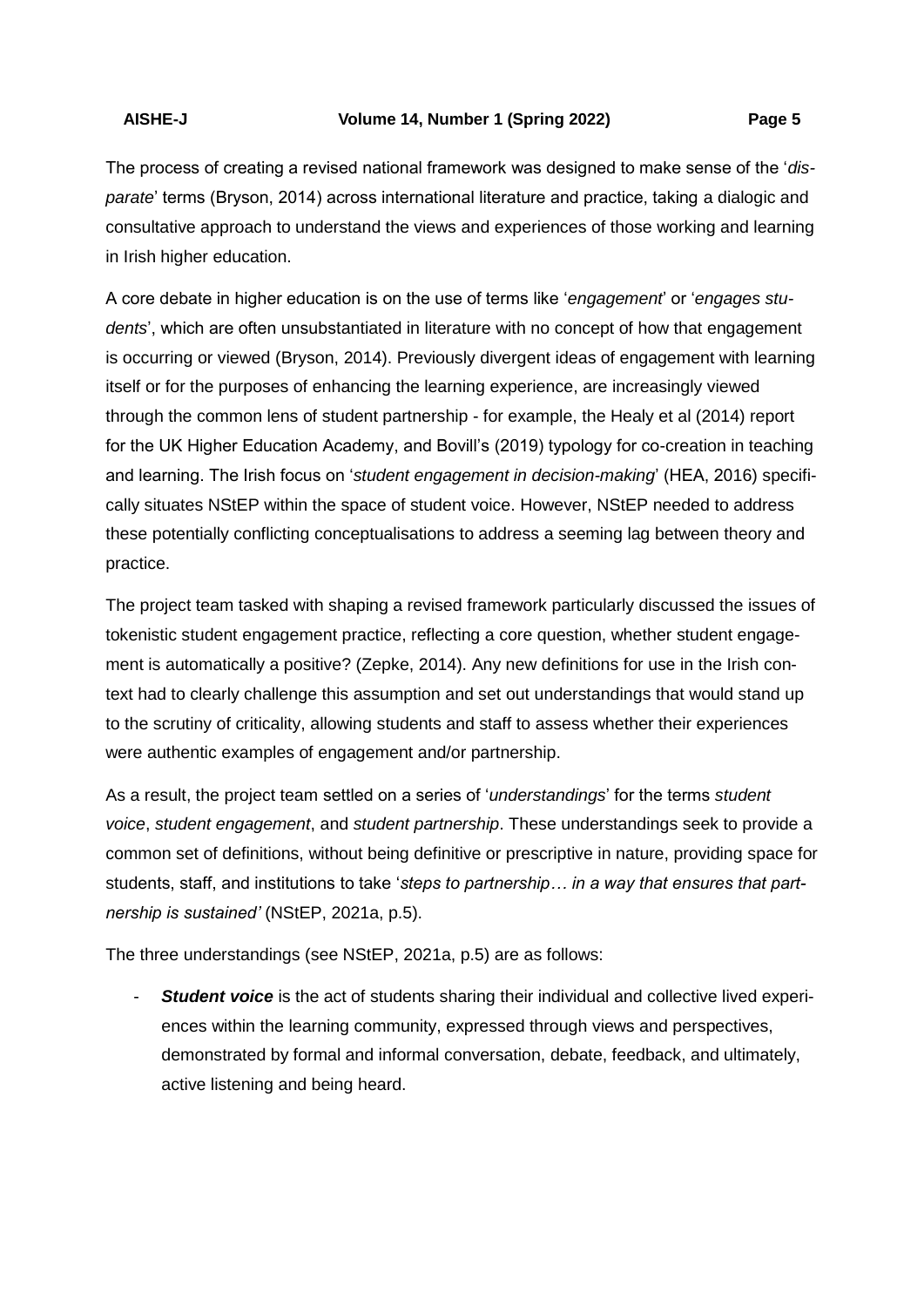The process of creating a revised national framework was designed to make sense of the '*disparate*' terms (Bryson, 2014) across international literature and practice, taking a dialogic and consultative approach to understand the views and experiences of those working and learning in Irish higher education.

A core debate in higher education is on the use of terms like '*engagement*' or '*engages students*', which are often unsubstantiated in literature with no concept of how that engagement is occurring or viewed (Bryson, 2014). Previously divergent ideas of engagement with learning itself or for the purposes of enhancing the learning experience, are increasingly viewed through the common lens of student partnership - for example, the Healy et al (2014) report for the UK Higher Education Academy, and Bovill's (2019) typology for co-creation in teaching and learning. The Irish focus on '*student engagement in decision-making*' (HEA, 2016) specifically situates NStEP within the space of student voice. However, NStEP needed to address these potentially conflicting conceptualisations to address a seeming lag between theory and practice.

The project team tasked with shaping a revised framework particularly discussed the issues of tokenistic student engagement practice, reflecting a core question, whether student engagement is automatically a positive? (Zepke, 2014). Any new definitions for use in the Irish context had to clearly challenge this assumption and set out understandings that would stand up to the scrutiny of criticality, allowing students and staff to assess whether their experiences were authentic examples of engagement and/or partnership.

As a result, the project team settled on a series of '*understandings*' for the terms *student voice*, *student engagement*, and *student partnership*. These understandings seek to provide a common set of definitions, without being definitive or prescriptive in nature, providing space for students, staff, and institutions to take '*steps to partnership… in a way that ensures that partnership is sustained'* (NStEP, 2021a, p.5).

The three understandings (see NStEP, 2021a, p.5) are as follows:

- ***Student voice*** is the act of students sharing their individual and collective lived experiences within the learning community, expressed through views and perspectives, demonstrated by formal and informal conversation, debate, feedback, and ultimately, active listening and being heard.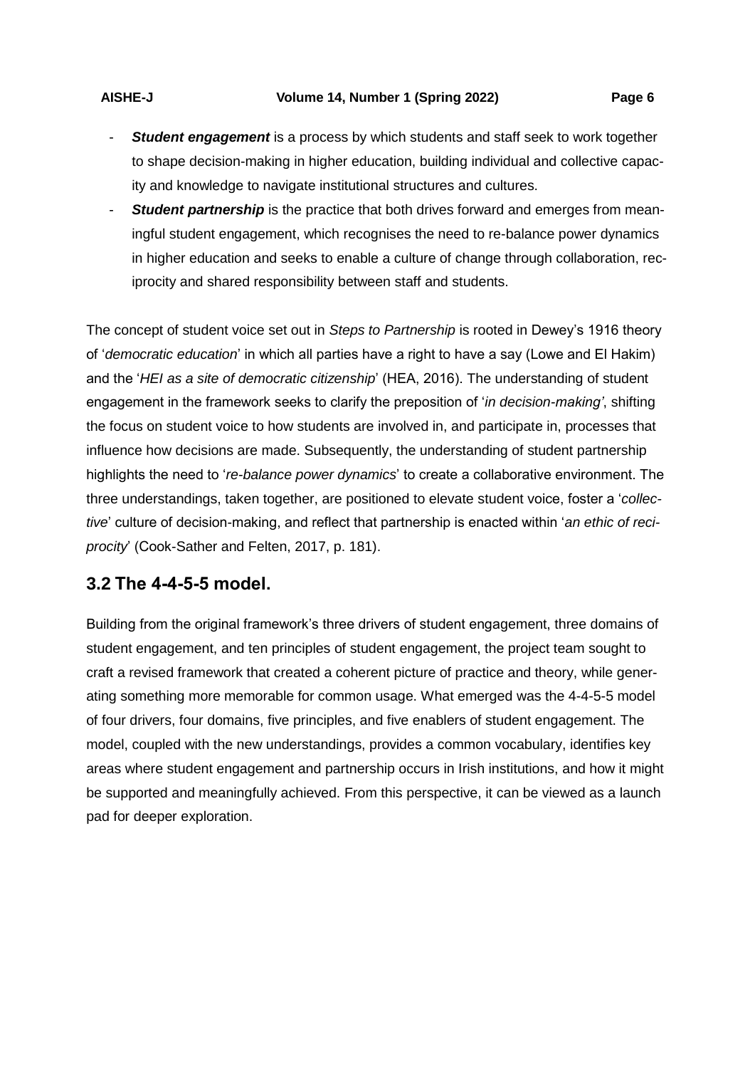- ***Student engagement*** is a process by which students and staff seek to work together to shape decision-making in higher education, building individual and collective capacity and knowledge to navigate institutional structures and cultures.
- ***Student partnership*** is the practice that both drives forward and emerges from meaningful student engagement, which recognises the need to re-balance power dynamics in higher education and seeks to enable a culture of change through collaboration, reciprocity and shared responsibility between staff and students.

The concept of student voice set out in *Steps to Partnership* is rooted in Dewey's 1916 theory of '*democratic education*' in which all parties have a right to have a say (Lowe and El Hakim) and the '*HEI as a site of democratic citizenship*' (HEA, 2016). The understanding of student engagement in the framework seeks to clarify the preposition of '*in decision-making'*, shifting the focus on student voice to how students are involved in, and participate in, processes that influence how decisions are made. Subsequently, the understanding of student partnership highlights the need to '*re-balance power dynamics*' to create a collaborative environment. The three understandings, taken together, are positioned to elevate student voice, foster a '*collective*' culture of decision-making, and reflect that partnership is enacted within '*an ethic of reciprocity*' (Cook-Sather and Felten, 2017, p. 181).

## 3.2 The 4-4-5-5 model.

Building from the original framework's three drivers of student engagement, three domains of student engagement, and ten principles of student engagement, the project team sought to craft a revised framework that created a coherent picture of practice and theory, while generating something more memorable for common usage. What emerged was the 4-4-5-5 model of four drivers, four domains, five principles, and five enablers of student engagement. The model, coupled with the new understandings, provides a common vocabulary, identifies key areas where student engagement and partnership occurs in Irish institutions, and how it might be supported and meaningfully achieved. From this perspective, it can be viewed as a launch pad for deeper exploration.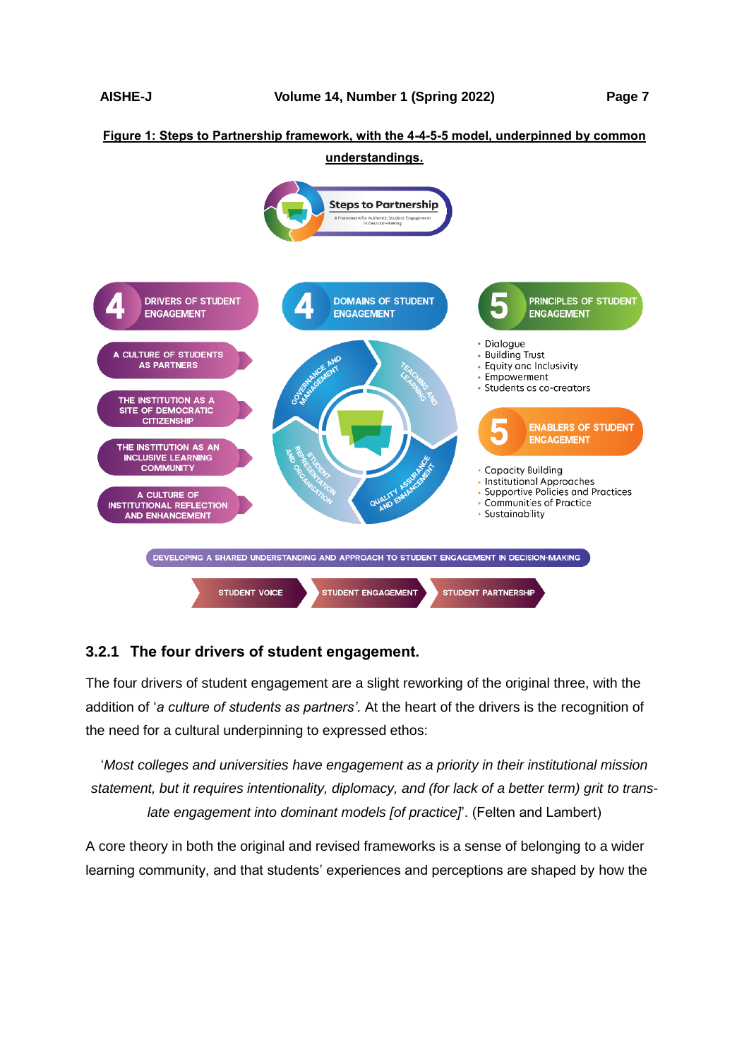**Figure 1: Steps to Partnership framework, with the 4-4-5-5 model, underpinned by common understandings.**

Steps to Partnership
A Framework for Authentic Student Engagement in Decision-Making

**4 DRIVERS OF STUDENT ENGAGEMENT**

- A CULTURE OF STUDENTS AS PARTNERS
- THE INSTITUTION AS A SITE OF DEMOCRATIC CITIZENSHIP
- THE INSTITUTION AS AN INCLUSIVE LEARNING COMMUNITY
- A CULTURE OF INSTITUTIONAL REFLECTION AND ENHANCEMENT

**4 DOMAINS OF STUDENT ENGAGEMENT**

- GOVERNANCE AND MANAGEMENT
- TEACHING AND LEARNING
- QUALITY ASSURANCE AND ENHANCEMENT
- STUDENT REPRESENTATION AND ORGANISATION

**5 PRINCIPLES OF STUDENT ENGAGEMENT**

- Dialogue
- Building Trust
- Equity and Inclusivity
- Empowerment
- Students as co-creators

**5 ENABLERS OF STUDENT ENGAGEMENT**

- Capacity Building
- Institutional Approaches
- Supportive Policies and Practices
- Communities of Practice
- Sustainability

DEVELOPING A SHARED UNDERSTANDING AND APPROACH TO STUDENT ENGAGEMENT IN DECISION-MAKING

STUDENT VOICE → STUDENT ENGAGEMENT → STUDENT PARTNERSHIP

### 3.2.1 The four drivers of student engagement.

The four drivers of student engagement are a slight reworking of the original three, with the addition of '*a culture of students as partners'*. At the heart of the drivers is the recognition of the need for a cultural underpinning to expressed ethos:

> '*Most colleges and universities have engagement as a priority in their institutional mission statement, but it requires intentionality, diplomacy, and (for lack of a better term) grit to translate engagement into dominant models [of practice]*'. (Felten and Lambert)

A core theory in both the original and revised frameworks is a sense of belonging to a wider learning community, and that students' experiences and perceptions are shaped by how the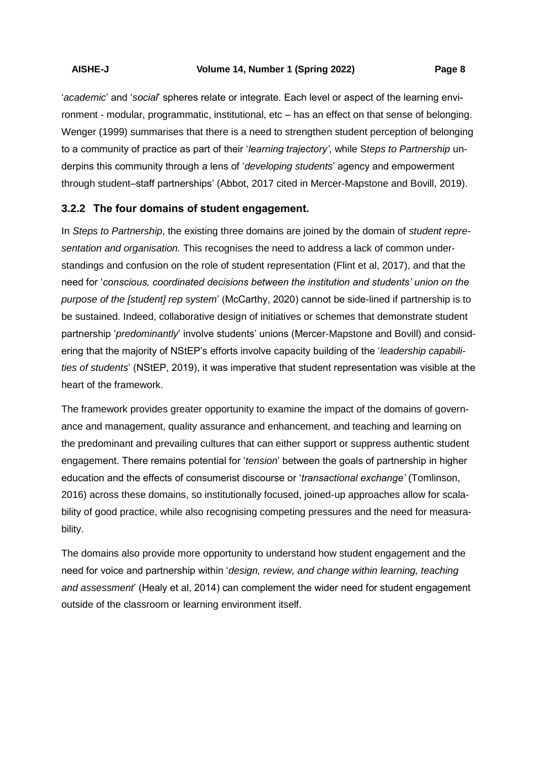'*academic*' and '*social*' spheres relate or integrate. Each level or aspect of the learning environment - modular, programmatic, institutional, etc – has an effect on that sense of belonging. Wenger (1999) summarises that there is a need to strengthen student perception of belonging to a community of practice as part of their '*learning trajectory'*, while S*teps to Partnership* underpins this community through a lens of '*developing students*' agency and empowerment through student–staff partnerships' (Abbot, 2017 cited in Mercer-Mapstone and Bovill, 2019).

### 3.2.2 The four domains of student engagement.

In *Steps to Partnership*, the existing three domains are joined by the domain of *student representation and organisation.* This recognises the need to address a lack of common understandings and confusion on the role of student representation (Flint et al, 2017), and that the need for '*conscious, coordinated decisions between the institution and students' union on the purpose of the [student] rep system*' (McCarthy, 2020) cannot be side-lined if partnership is to be sustained. Indeed, collaborative design of initiatives or schemes that demonstrate student partnership '*predominantly*' involve students' unions (Mercer-Mapstone and Bovill) and considering that the majority of NStEP's efforts involve capacity building of the '*leadership capabilities of students*' (NStEP, 2019), it was imperative that student representation was visible at the heart of the framework.

The framework provides greater opportunity to examine the impact of the domains of governance and management, quality assurance and enhancement, and teaching and learning on the predominant and prevailing cultures that can either support or suppress authentic student engagement. There remains potential for '*tension*' between the goals of partnership in higher education and the effects of consumerist discourse or '*transactional exchange'* (Tomlinson, 2016) across these domains, so institutionally focused, joined-up approaches allow for scalability of good practice, while also recognising competing pressures and the need for measurability.

The domains also provide more opportunity to understand how student engagement and the need for voice and partnership within '*design, review, and change within learning, teaching and assessment*' (Healy et al, 2014) can complement the wider need for student engagement outside of the classroom or learning environment itself.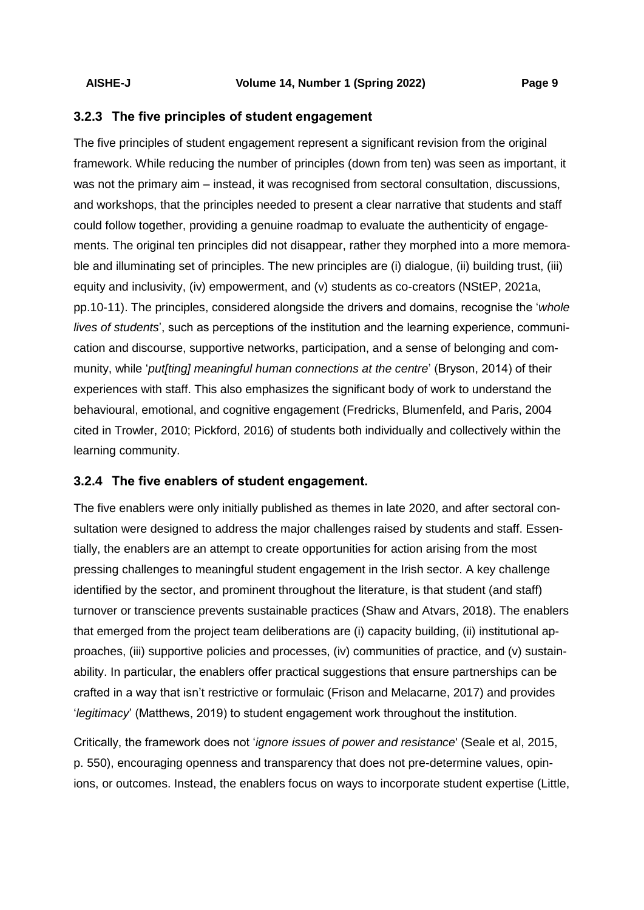### 3.2.3 The five principles of student engagement

The five principles of student engagement represent a significant revision from the original framework. While reducing the number of principles (down from ten) was seen as important, it was not the primary aim – instead, it was recognised from sectoral consultation, discussions, and workshops, that the principles needed to present a clear narrative that students and staff could follow together, providing a genuine roadmap to evaluate the authenticity of engagements. The original ten principles did not disappear, rather they morphed into a more memorable and illuminating set of principles. The new principles are (i) dialogue, (ii) building trust, (iii) equity and inclusivity, (iv) empowerment, and (v) students as co-creators (NStEP, 2021a, pp.10-11). The principles, considered alongside the drivers and domains, recognise the '*whole lives of students*', such as perceptions of the institution and the learning experience, communication and discourse, supportive networks, participation, and a sense of belonging and community, while '*put[ting] meaningful human connections at the centre*' (Bryson, 2014) of their experiences with staff. This also emphasizes the significant body of work to understand the behavioural, emotional, and cognitive engagement (Fredricks, Blumenfeld, and Paris, 2004 cited in Trowler, 2010; Pickford, 2016) of students both individually and collectively within the learning community.

### 3.2.4 The five enablers of student engagement.

The five enablers were only initially published as themes in late 2020, and after sectoral consultation were designed to address the major challenges raised by students and staff. Essentially, the enablers are an attempt to create opportunities for action arising from the most pressing challenges to meaningful student engagement in the Irish sector. A key challenge identified by the sector, and prominent throughout the literature, is that student (and staff) turnover or transcience prevents sustainable practices (Shaw and Atvars, 2018). The enablers that emerged from the project team deliberations are (i) capacity building, (ii) institutional approaches, (iii) supportive policies and processes, (iv) communities of practice, and (v) sustainability. In particular, the enablers offer practical suggestions that ensure partnerships can be crafted in a way that isn't restrictive or formulaic (Frison and Melacarne, 2017) and provides '*legitimacy*' (Matthews, 2019) to student engagement work throughout the institution.

Critically, the framework does not '*ignore issues of power and resistance*' (Seale et al, 2015, p. 550), encouraging openness and transparency that does not pre-determine values, opinions, or outcomes. Instead, the enablers focus on ways to incorporate student expertise (Little,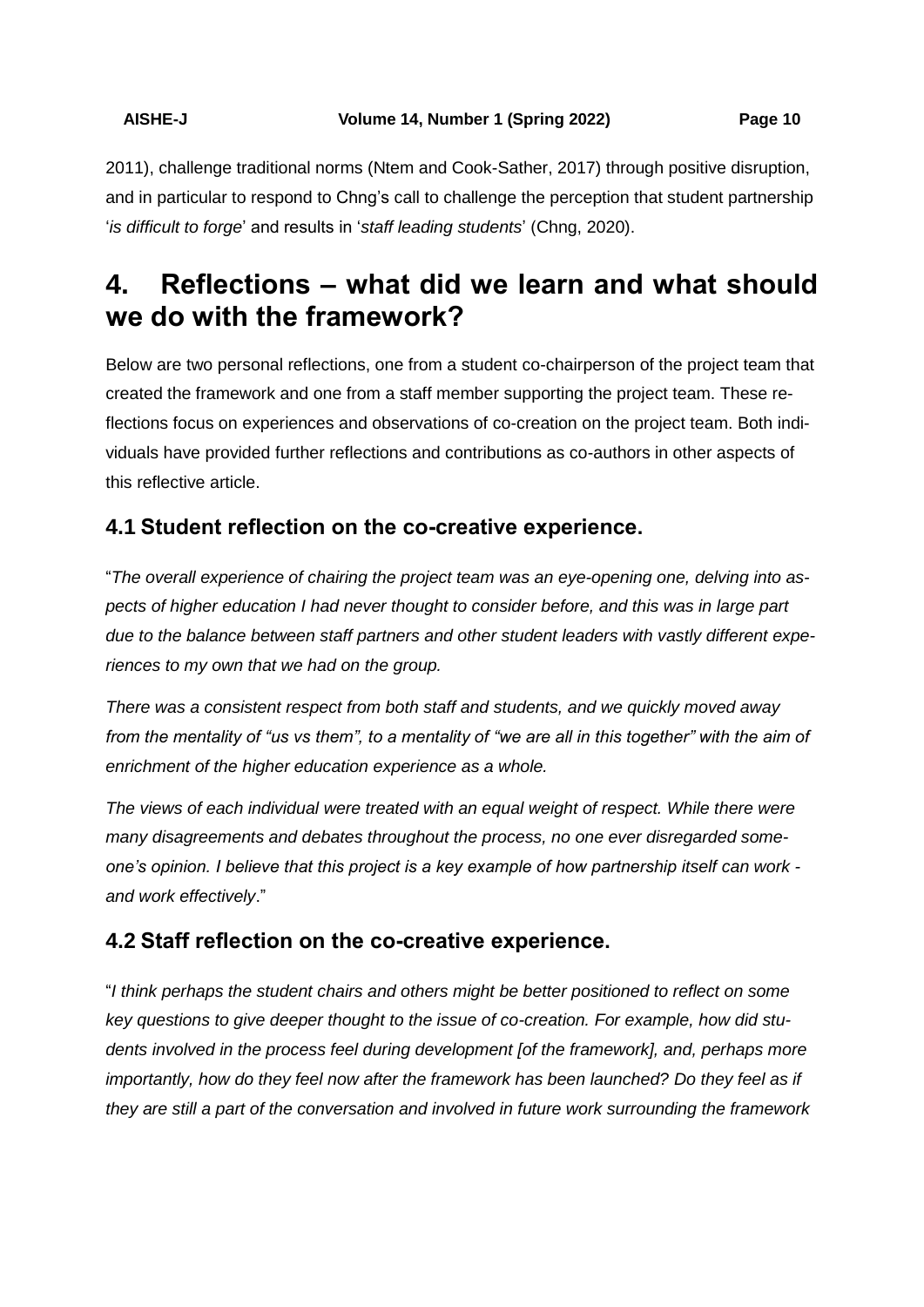2011), challenge traditional norms (Ntem and Cook-Sather, 2017) through positive disruption, and in particular to respond to Chng's call to challenge the perception that student partnership '*is difficult to forge*' and results in '*staff leading students*' (Chng, 2020).

# 4. Reflections – what did we learn and what should we do with the framework?

Below are two personal reflections, one from a student co-chairperson of the project team that created the framework and one from a staff member supporting the project team. These reflections focus on experiences and observations of co-creation on the project team. Both individuals have provided further reflections and contributions as co-authors in other aspects of this reflective article.

## 4.1 Student reflection on the co-creative experience.

"*The overall experience of chairing the project team was an eye-opening one, delving into aspects of higher education I had never thought to consider before, and this was in large part due to the balance between staff partners and other student leaders with vastly different experiences to my own that we had on the group.*

*There was a consistent respect from both staff and students, and we quickly moved away from the mentality of "us vs them", to a mentality of "we are all in this together" with the aim of enrichment of the higher education experience as a whole.*

*The views of each individual were treated with an equal weight of respect. While there were many disagreements and debates throughout the process, no one ever disregarded someone's opinion. I believe that this project is a key example of how partnership itself can work - and work effectively*."

## 4.2 Staff reflection on the co-creative experience.

"*I think perhaps the student chairs and others might be better positioned to reflect on some key questions to give deeper thought to the issue of co-creation. For example, how did students involved in the process feel during development [of the framework], and, perhaps more importantly, how do they feel now after the framework has been launched? Do they feel as if they are still a part of the conversation and involved in future work surrounding the framework*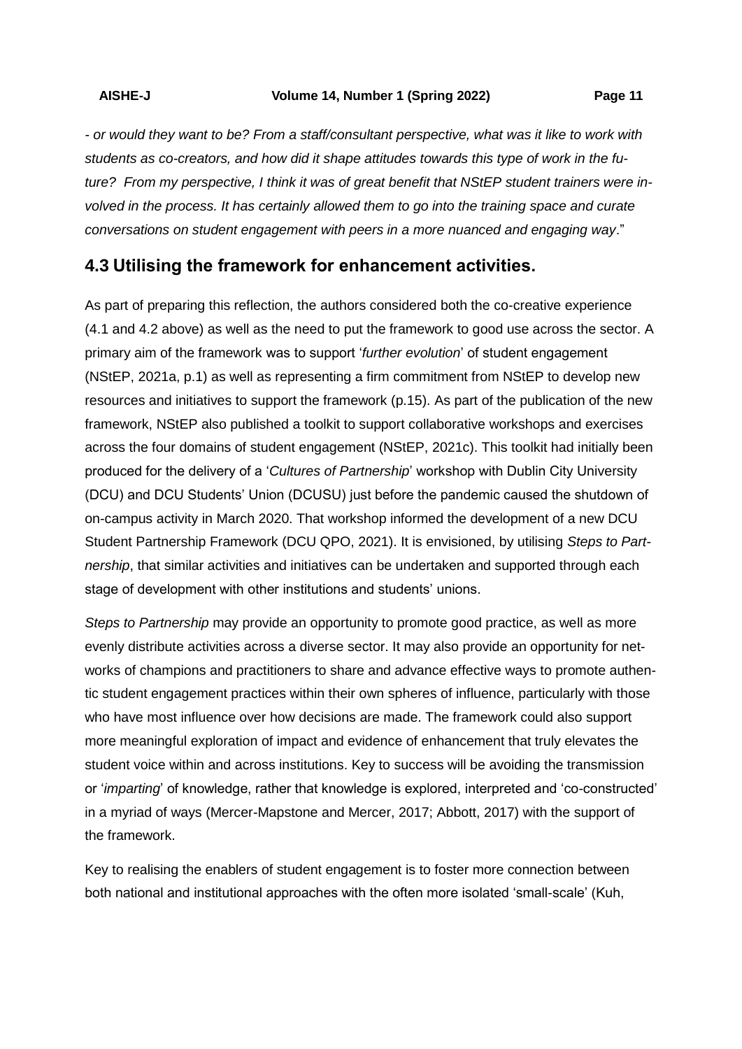*- or would they want to be? From a staff/consultant perspective, what was it like to work with students as co-creators, and how did it shape attitudes towards this type of work in the future? From my perspective, I think it was of great benefit that NStEP student trainers were involved in the process. It has certainly allowed them to go into the training space and curate conversations on student engagement with peers in a more nuanced and engaging way*."

## 4.3 Utilising the framework for enhancement activities.

As part of preparing this reflection, the authors considered both the co-creative experience (4.1 and 4.2 above) as well as the need to put the framework to good use across the sector. A primary aim of the framework was to support '*further evolution*' of student engagement (NStEP, 2021a, p.1) as well as representing a firm commitment from NStEP to develop new resources and initiatives to support the framework (p.15). As part of the publication of the new framework, NStEP also published a toolkit to support collaborative workshops and exercises across the four domains of student engagement (NStEP, 2021c). This toolkit had initially been produced for the delivery of a '*Cultures of Partnership*' workshop with Dublin City University (DCU) and DCU Students' Union (DCUSU) just before the pandemic caused the shutdown of on-campus activity in March 2020. That workshop informed the development of a new DCU Student Partnership Framework (DCU QPO, 2021). It is envisioned, by utilising *Steps to Partnership*, that similar activities and initiatives can be undertaken and supported through each stage of development with other institutions and students' unions.

*Steps to Partnership* may provide an opportunity to promote good practice, as well as more evenly distribute activities across a diverse sector. It may also provide an opportunity for networks of champions and practitioners to share and advance effective ways to promote authentic student engagement practices within their own spheres of influence, particularly with those who have most influence over how decisions are made. The framework could also support more meaningful exploration of impact and evidence of enhancement that truly elevates the student voice within and across institutions. Key to success will be avoiding the transmission or '*imparting*' of knowledge, rather that knowledge is explored, interpreted and 'co-constructed' in a myriad of ways (Mercer-Mapstone and Mercer, 2017; Abbott, 2017) with the support of the framework.

Key to realising the enablers of student engagement is to foster more connection between both national and institutional approaches with the often more isolated 'small-scale' (Kuh,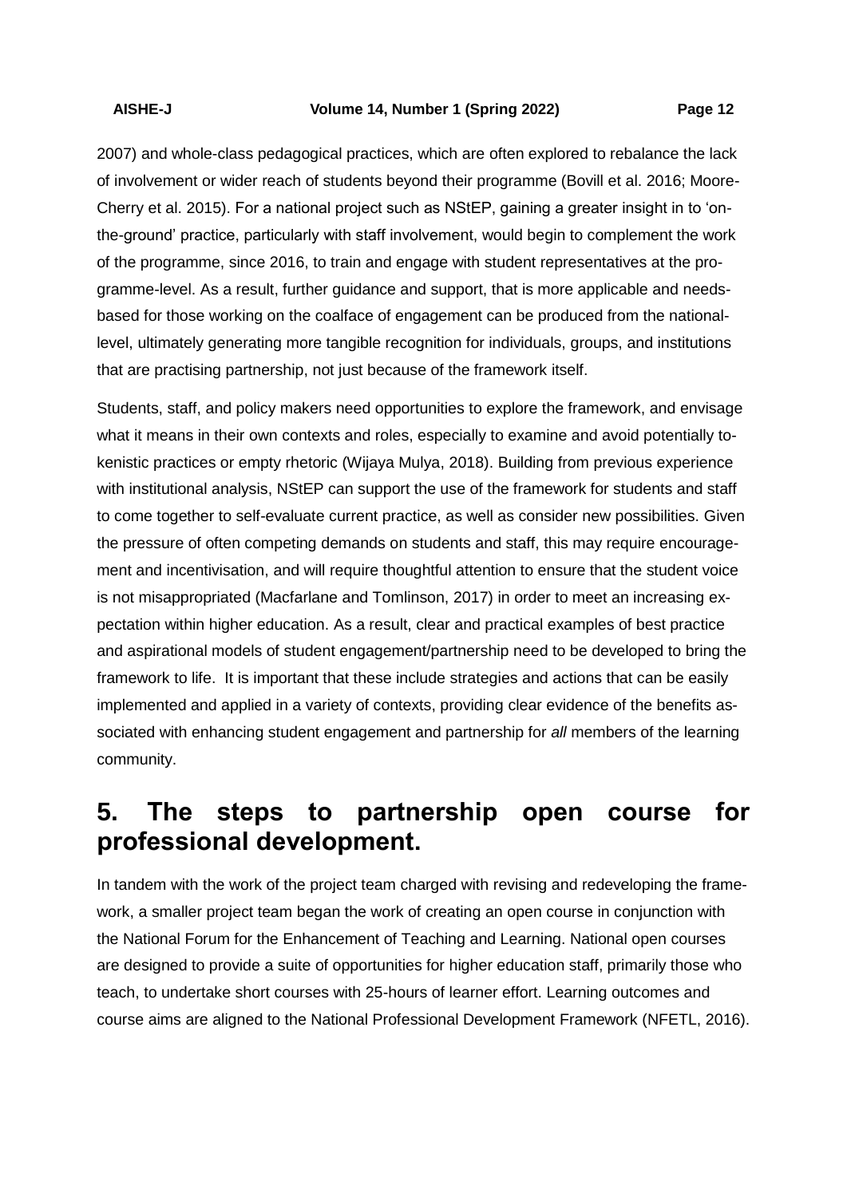2007) and whole-class pedagogical practices, which are often explored to rebalance the lack of involvement or wider reach of students beyond their programme (Bovill et al. 2016; Moore-Cherry et al. 2015). For a national project such as NStEP, gaining a greater insight in to 'on-the-ground' practice, particularly with staff involvement, would begin to complement the work of the programme, since 2016, to train and engage with student representatives at the programme-level. As a result, further guidance and support, that is more applicable and needs-based for those working on the coalface of engagement can be produced from the national-level, ultimately generating more tangible recognition for individuals, groups, and institutions that are practising partnership, not just because of the framework itself.

Students, staff, and policy makers need opportunities to explore the framework, and envisage what it means in their own contexts and roles, especially to examine and avoid potentially tokenistic practices or empty rhetoric (Wijaya Mulya, 2018). Building from previous experience with institutional analysis, NStEP can support the use of the framework for students and staff to come together to self-evaluate current practice, as well as consider new possibilities. Given the pressure of often competing demands on students and staff, this may require encouragement and incentivisation, and will require thoughtful attention to ensure that the student voice is not misappropriated (Macfarlane and Tomlinson, 2017) in order to meet an increasing expectation within higher education. As a result, clear and practical examples of best practice and aspirational models of student engagement/partnership need to be developed to bring the framework to life. It is important that these include strategies and actions that can be easily implemented and applied in a variety of contexts, providing clear evidence of the benefits associated with enhancing student engagement and partnership for *all* members of the learning community.

# 5. The steps to partnership open course for professional development.

In tandem with the work of the project team charged with revising and redeveloping the framework, a smaller project team began the work of creating an open course in conjunction with the National Forum for the Enhancement of Teaching and Learning. National open courses are designed to provide a suite of opportunities for higher education staff, primarily those who teach, to undertake short courses with 25-hours of learner effort. Learning outcomes and course aims are aligned to the National Professional Development Framework (NFETL, 2016).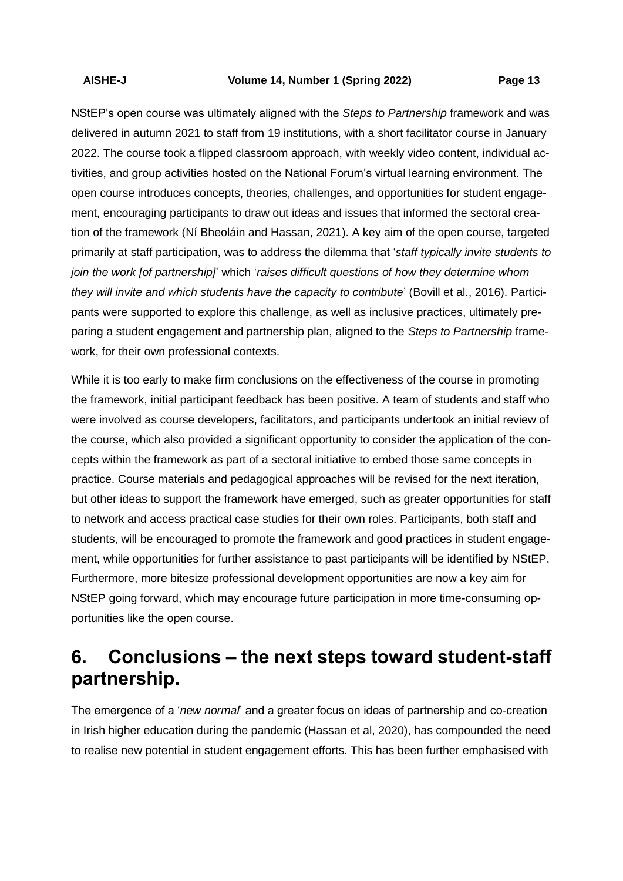NStEP's open course was ultimately aligned with the *Steps to Partnership* framework and was delivered in autumn 2021 to staff from 19 institutions, with a short facilitator course in January 2022. The course took a flipped classroom approach, with weekly video content, individual activities, and group activities hosted on the National Forum's virtual learning environment. The open course introduces concepts, theories, challenges, and opportunities for student engagement, encouraging participants to draw out ideas and issues that informed the sectoral creation of the framework (Ní Bheoláin and Hassan, 2021). A key aim of the open course, targeted primarily at staff participation, was to address the dilemma that '*staff typically invite students to join the work [of partnership]*' which '*raises difficult questions of how they determine whom they will invite and which students have the capacity to contribute*' (Bovill et al., 2016). Participants were supported to explore this challenge, as well as inclusive practices, ultimately preparing a student engagement and partnership plan, aligned to the *Steps to Partnership* framework, for their own professional contexts.

While it is too early to make firm conclusions on the effectiveness of the course in promoting the framework, initial participant feedback has been positive. A team of students and staff who were involved as course developers, facilitators, and participants undertook an initial review of the course, which also provided a significant opportunity to consider the application of the concepts within the framework as part of a sectoral initiative to embed those same concepts in practice. Course materials and pedagogical approaches will be revised for the next iteration, but other ideas to support the framework have emerged, such as greater opportunities for staff to network and access practical case studies for their own roles. Participants, both staff and students, will be encouraged to promote the framework and good practices in student engagement, while opportunities for further assistance to past participants will be identified by NStEP. Furthermore, more bitesize professional development opportunities are now a key aim for NStEP going forward, which may encourage future participation in more time-consuming opportunities like the open course.

# 6. Conclusions – the next steps toward student-staff partnership.

The emergence of a '*new normal*' and a greater focus on ideas of partnership and co-creation in Irish higher education during the pandemic (Hassan et al, 2020), has compounded the need to realise new potential in student engagement efforts. This has been further emphasised with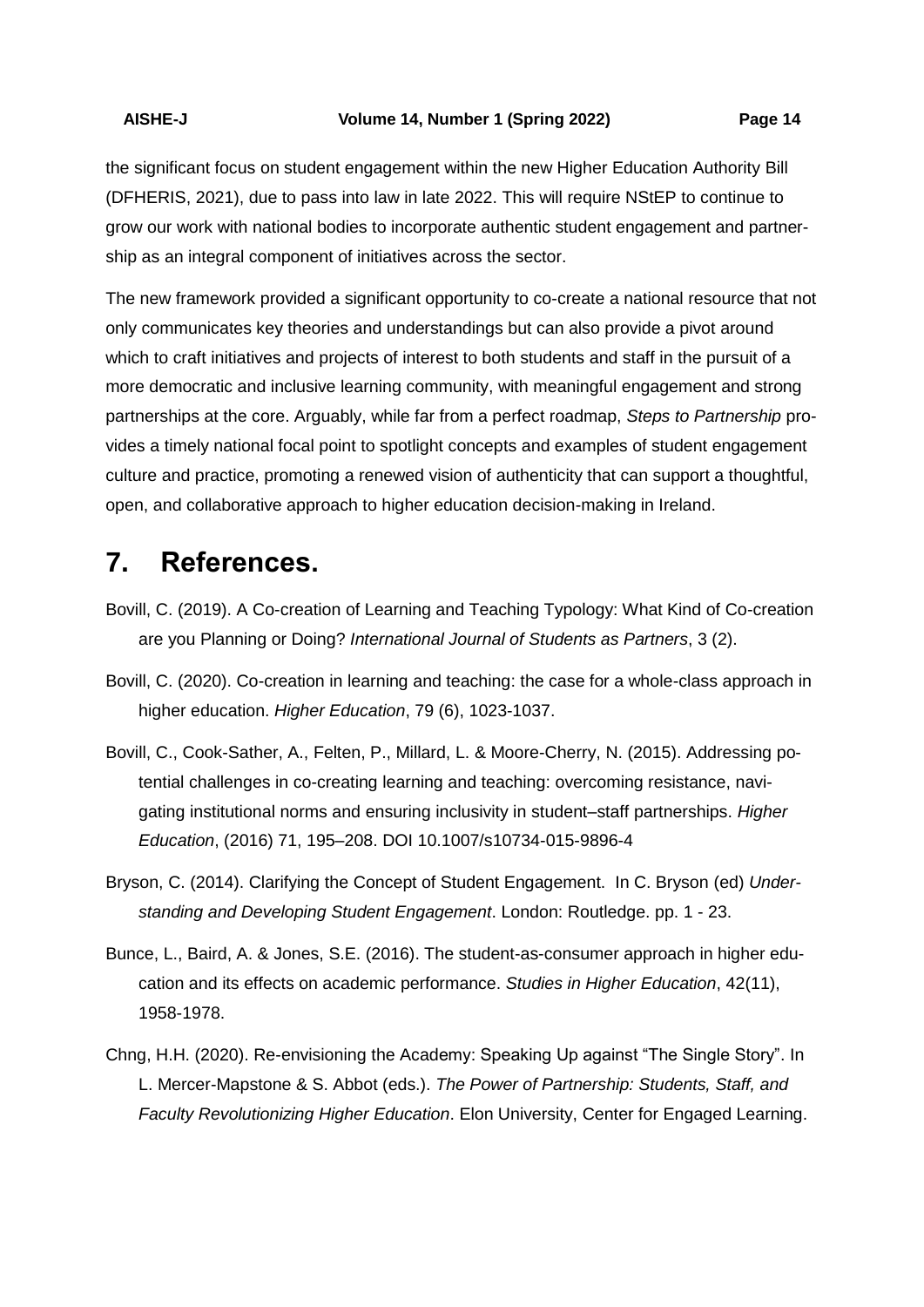the significant focus on student engagement within the new Higher Education Authority Bill (DFHERIS, 2021), due to pass into law in late 2022. This will require NStEP to continue to grow our work with national bodies to incorporate authentic student engagement and partnership as an integral component of initiatives across the sector.

The new framework provided a significant opportunity to co-create a national resource that not only communicates key theories and understandings but can also provide a pivot around which to craft initiatives and projects of interest to both students and staff in the pursuit of a more democratic and inclusive learning community, with meaningful engagement and strong partnerships at the core. Arguably, while far from a perfect roadmap, *Steps to Partnership* provides a timely national focal point to spotlight concepts and examples of student engagement culture and practice, promoting a renewed vision of authenticity that can support a thoughtful, open, and collaborative approach to higher education decision-making in Ireland.

# 7. References.

Bovill, C. (2019). A Co-creation of Learning and Teaching Typology: What Kind of Co-creation are you Planning or Doing? *International Journal of Students as Partners*, 3 (2).

Bovill, C. (2020). Co-creation in learning and teaching: the case for a whole-class approach in higher education. *Higher Education*, 79 (6), 1023-1037.

Bovill, C., Cook-Sather, A., Felten, P., Millard, L. & Moore-Cherry, N. (2015). Addressing potential challenges in co-creating learning and teaching: overcoming resistance, navigating institutional norms and ensuring inclusivity in student–staff partnerships. *Higher Education*, (2016) 71, 195–208. DOI 10.1007/s10734-015-9896-4

Bryson, C. (2014). Clarifying the Concept of Student Engagement. In C. Bryson (ed) *Understanding and Developing Student Engagement*. London: Routledge. pp. 1 - 23.

Bunce, L., Baird, A. & Jones, S.E. (2016). The student-as-consumer approach in higher education and its effects on academic performance. *Studies in Higher Education*, 42(11), 1958-1978.

Chng, H.H. (2020). Re-envisioning the Academy: Speaking Up against "The Single Story". In L. Mercer-Mapstone & S. Abbot (eds.). *The Power of Partnership: Students, Staff, and Faculty Revolutionizing Higher Education*. Elon University, Center for Engaged Learning.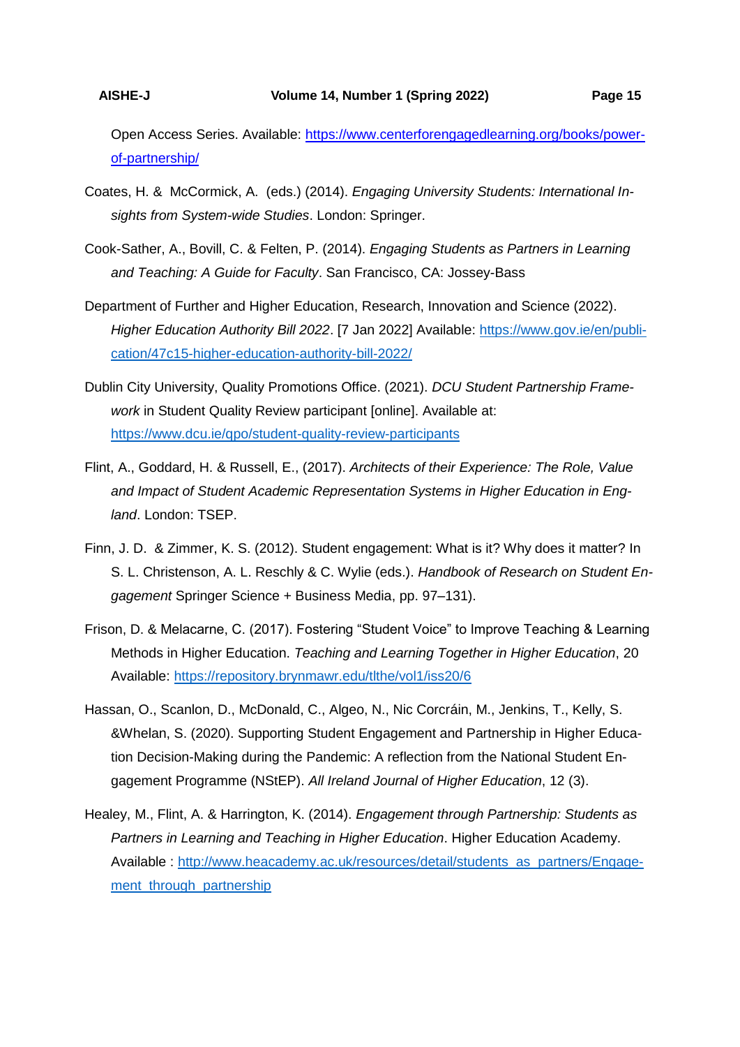Open Access Series. Available: https://www.centerforengagedlearning.org/books/power-of-partnership/

Coates, H. & McCormick, A. (eds.) (2014). *Engaging University Students: International Insights from System-wide Studies*. London: Springer.

Cook-Sather, A., Bovill, C. & Felten, P. (2014). *Engaging Students as Partners in Learning and Teaching: A Guide for Faculty*. San Francisco, CA: Jossey-Bass

Department of Further and Higher Education, Research, Innovation and Science (2022). *Higher Education Authority Bill 2022*. [7 Jan 2022] Available: https://www.gov.ie/en/publication/47c15-higher-education-authority-bill-2022/

Dublin City University, Quality Promotions Office. (2021). *DCU Student Partnership Framework* in Student Quality Review participant [online]. Available at: https://www.dcu.ie/qpo/student-quality-review-participants

Flint, A., Goddard, H. & Russell, E., (2017). *Architects of their Experience: The Role, Value and Impact of Student Academic Representation Systems in Higher Education in England*. London: TSEP.

Finn, J. D. & Zimmer, K. S. (2012). Student engagement: What is it? Why does it matter? In S. L. Christenson, A. L. Reschly & C. Wylie (eds.). *Handbook of Research on Student Engagement* Springer Science + Business Media, pp. 97–131).

Frison, D. & Melacarne, C. (2017). Fostering "Student Voice" to Improve Teaching & Learning Methods in Higher Education. *Teaching and Learning Together in Higher Education*, 20 Available: https://repository.brynmawr.edu/tlthe/vol1/iss20/6

Hassan, O., Scanlon, D., McDonald, C., Algeo, N., Nic Corcráin, M., Jenkins, T., Kelly, S. &Whelan, S. (2020). Supporting Student Engagement and Partnership in Higher Education Decision-Making during the Pandemic: A reflection from the National Student Engagement Programme (NStEP). *All Ireland Journal of Higher Education*, 12 (3).

Healey, M., Flint, A. & Harrington, K. (2014). *Engagement through Partnership: Students as Partners in Learning and Teaching in Higher Education*. Higher Education Academy. Available : http://www.heacademy.ac.uk/resources/detail/students_as_partners/Engagement_through_partnership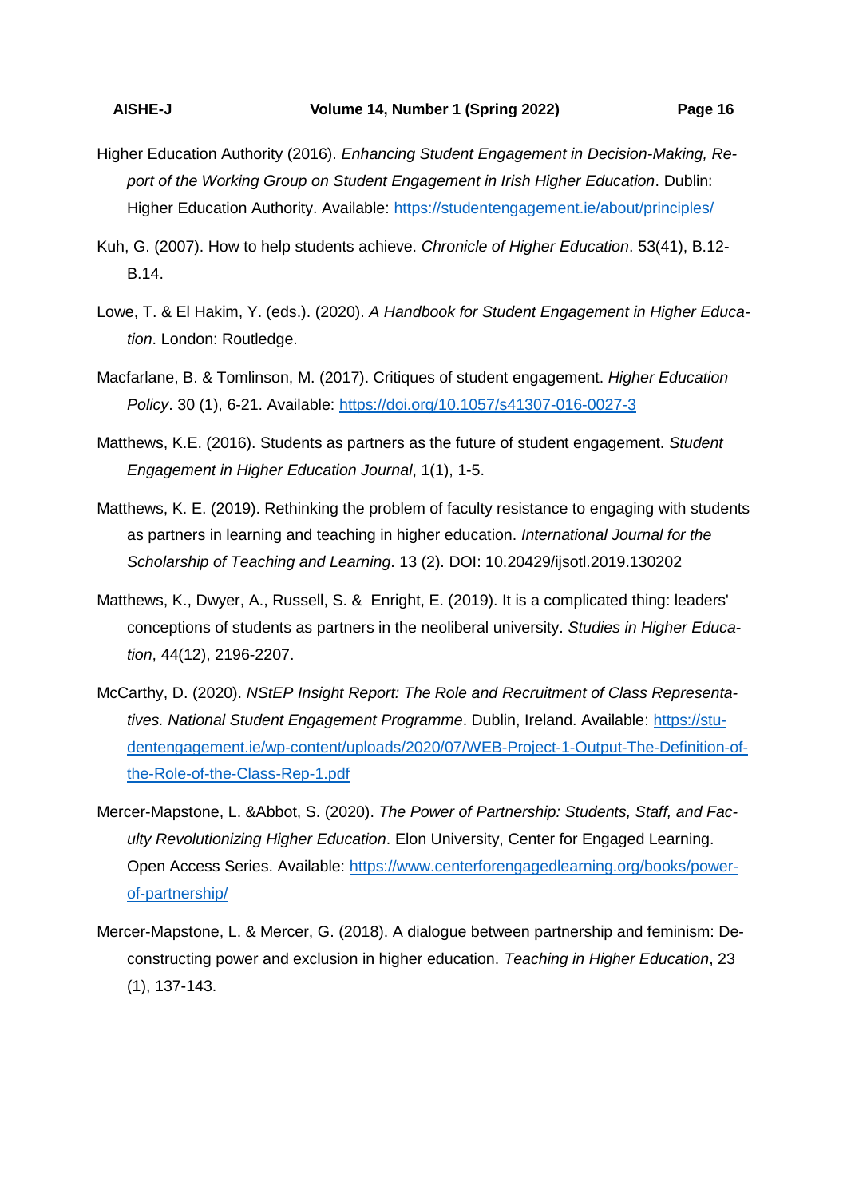Higher Education Authority (2016). *Enhancing Student Engagement in Decision-Making, Report of the Working Group on Student Engagement in Irish Higher Education*. Dublin: Higher Education Authority. Available: https://studentengagement.ie/about/principles/

Kuh, G. (2007). How to help students achieve. *Chronicle of Higher Education*. 53(41), B.12-B.14.

Lowe, T. & El Hakim, Y. (eds.). (2020). *A Handbook for Student Engagement in Higher Education*. London: Routledge.

Macfarlane, B. & Tomlinson, M. (2017). Critiques of student engagement. *Higher Education Policy*. 30 (1), 6-21. Available: https://doi.org/10.1057/s41307-016-0027-3

Matthews, K.E. (2016). Students as partners as the future of student engagement. *Student Engagement in Higher Education Journal*, 1(1), 1-5.

Matthews, K. E. (2019). Rethinking the problem of faculty resistance to engaging with students as partners in learning and teaching in higher education. *International Journal for the Scholarship of Teaching and Learning*. 13 (2). DOI: 10.20429/ijsotl.2019.130202

Matthews, K., Dwyer, A., Russell, S. & Enright, E. (2019). It is a complicated thing: leaders' conceptions of students as partners in the neoliberal university. *Studies in Higher Education*, 44(12), 2196-2207.

McCarthy, D. (2020). *NStEP Insight Report: The Role and Recruitment of Class Representatives. National Student Engagement Programme*. Dublin, Ireland. Available: https://studentengagement.ie/wp-content/uploads/2020/07/WEB-Project-1-Output-The-Definition-of-the-Role-of-the-Class-Rep-1.pdf

Mercer-Mapstone, L. &Abbot, S. (2020). *The Power of Partnership: Students, Staff, and Faculty Revolutionizing Higher Education*. Elon University, Center for Engaged Learning. Open Access Series. Available: https://www.centerforengagedlearning.org/books/power-of-partnership/

Mercer-Mapstone, L. & Mercer, G. (2018). A dialogue between partnership and feminism: Deconstructing power and exclusion in higher education. *Teaching in Higher Education*, 23 (1), 137-143.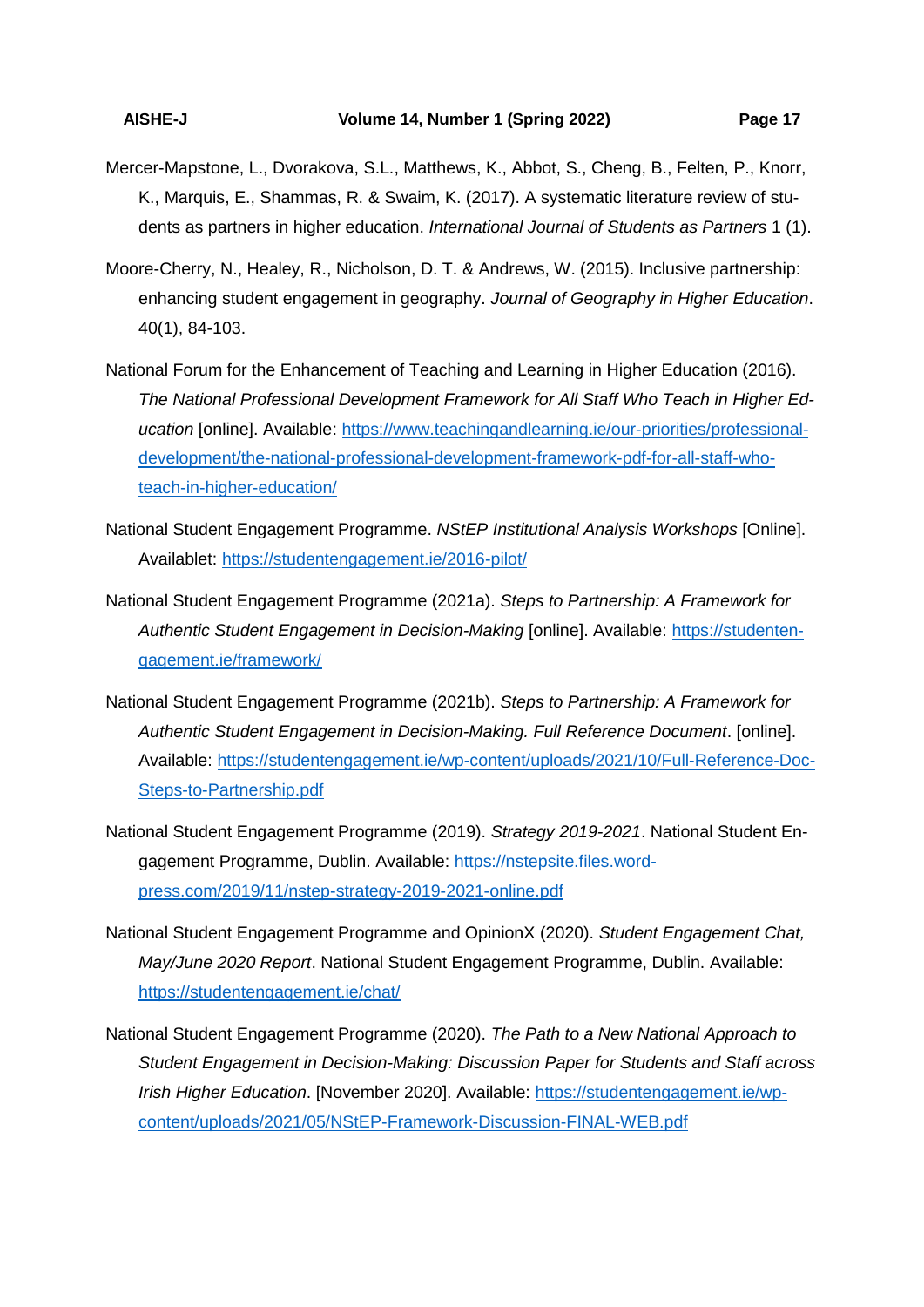Mercer-Mapstone, L., Dvorakova, S.L., Matthews, K., Abbot, S., Cheng, B., Felten, P., Knorr, K., Marquis, E., Shammas, R. & Swaim, K. (2017). A systematic literature review of students as partners in higher education. *International Journal of Students as Partners* 1 (1).

Moore-Cherry, N., Healey, R., Nicholson, D. T. & Andrews, W. (2015). Inclusive partnership: enhancing student engagement in geography. *Journal of Geography in Higher Education*. 40(1), 84-103.

National Forum for the Enhancement of Teaching and Learning in Higher Education (2016). *The National Professional Development Framework for All Staff Who Teach in Higher Education* [online]. Available: https://www.teachingandlearning.ie/our-priorities/professional-development/the-national-professional-development-framework-pdf-for-all-staff-who-teach-in-higher-education/

National Student Engagement Programme. *NStEP Institutional Analysis Workshops* [Online]. Availablet: https://studentengagement.ie/2016-pilot/

National Student Engagement Programme (2021a). *Steps to Partnership: A Framework for Authentic Student Engagement in Decision-Making* [online]. Available: https://studentengagement.ie/framework/

National Student Engagement Programme (2021b). *Steps to Partnership: A Framework for Authentic Student Engagement in Decision-Making. Full Reference Document*. [online]. Available: https://studentengagement.ie/wp-content/uploads/2021/10/Full-Reference-Doc-Steps-to-Partnership.pdf

National Student Engagement Programme (2019). *Strategy 2019-2021*. National Student Engagement Programme, Dublin. Available: https://nstepsite.files.wordpress.com/2019/11/nstep-strategy-2019-2021-online.pdf

National Student Engagement Programme and OpinionX (2020). *Student Engagement Chat, May/June 2020 Report*. National Student Engagement Programme, Dublin. Available: https://studentengagement.ie/chat/

National Student Engagement Programme (2020). *The Path to a New National Approach to Student Engagement in Decision-Making: Discussion Paper for Students and Staff across Irish Higher Education*. [November 2020]. Available: https://studentengagement.ie/wp-content/uploads/2021/05/NStEP-Framework-Discussion-FINAL-WEB.pdf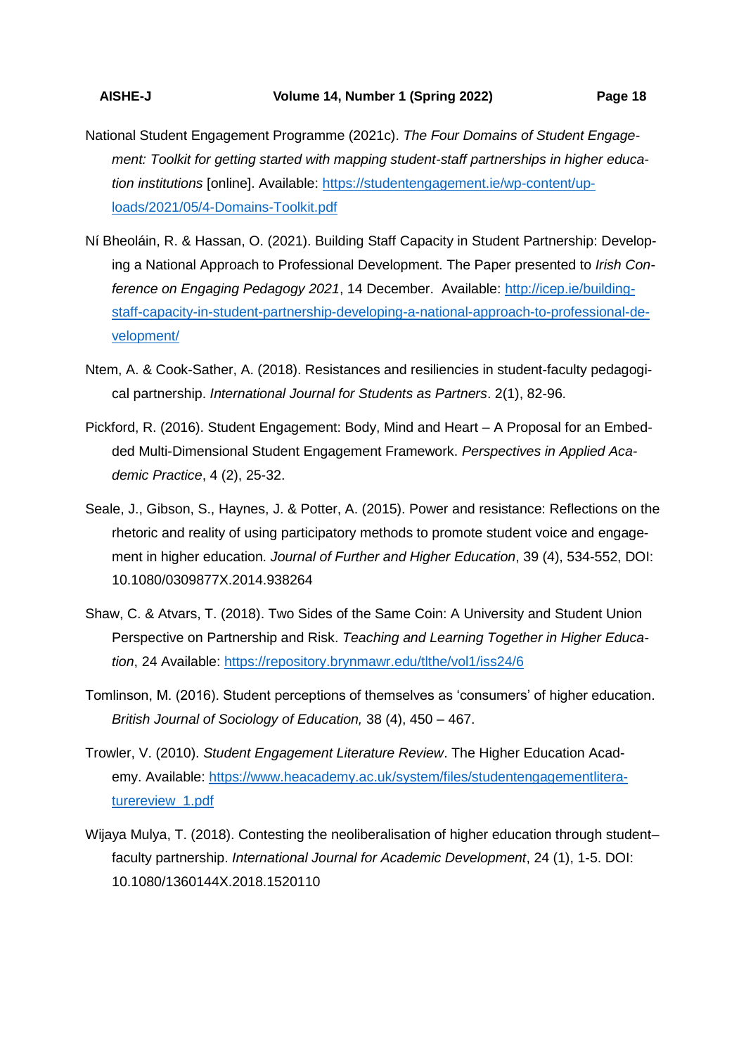National Student Engagement Programme (2021c). *The Four Domains of Student Engagement: Toolkit for getting started with mapping student-staff partnerships in higher education institutions* [online]. Available: [https://studentengagement.ie/wp-content/uploads/2021/05/4-Domains-Toolkit.pdf](https://studentengagement.ie/wp-content/uploads/2021/05/4-Domains-Toolkit.pdf)

Ní Bheoláin, R. & Hassan, O. (2021). Building Staff Capacity in Student Partnership: Developing a National Approach to Professional Development. The Paper presented to *Irish Conference on Engaging Pedagogy 2021*, 14 December. Available: [http://icep.ie/building-staff-capacity-in-student-partnership-developing-a-national-approach-to-professional-development/](http://icep.ie/building-staff-capacity-in-student-partnership-developing-a-national-approach-to-professional-development/)

Ntem, A. & Cook-Sather, A. (2018). Resistances and resiliencies in student-faculty pedagogical partnership. *International Journal for Students as Partners*. 2(1), 82-96.

Pickford, R. (2016). Student Engagement: Body, Mind and Heart – A Proposal for an Embedded Multi-Dimensional Student Engagement Framework. *Perspectives in Applied Academic Practice*, 4 (2), 25-32.

Seale, J., Gibson, S., Haynes, J. & Potter, A. (2015). Power and resistance: Reflections on the rhetoric and reality of using participatory methods to promote student voice and engagement in higher education. *Journal of Further and Higher Education*, 39 (4), 534-552, DOI: 10.1080/0309877X.2014.938264

Shaw, C. & Atvars, T. (2018). Two Sides of the Same Coin: A University and Student Union Perspective on Partnership and Risk. *Teaching and Learning Together in Higher Education*, 24 Available: [https://repository.brynmawr.edu/tlthe/vol1/iss24/6](https://repository.brynmawr.edu/tlthe/vol1/iss24/6)

Tomlinson, M. (2016). Student perceptions of themselves as 'consumers' of higher education. *British Journal of Sociology of Education,* 38 (4), 450 – 467.

Trowler, V. (2010). *Student Engagement Literature Review*. The Higher Education Academy. Available: [https://www.heacademy.ac.uk/system/files/studentengagementliteraturereview_1.pdf](https://www.heacademy.ac.uk/system/files/studentengagementliteraturereview_1.pdf)

Wijaya Mulya, T. (2018). Contesting the neoliberalisation of higher education through student–faculty partnership. *International Journal for Academic Development*, 24 (1), 1-5. DOI: 10.1080/1360144X.2018.1520110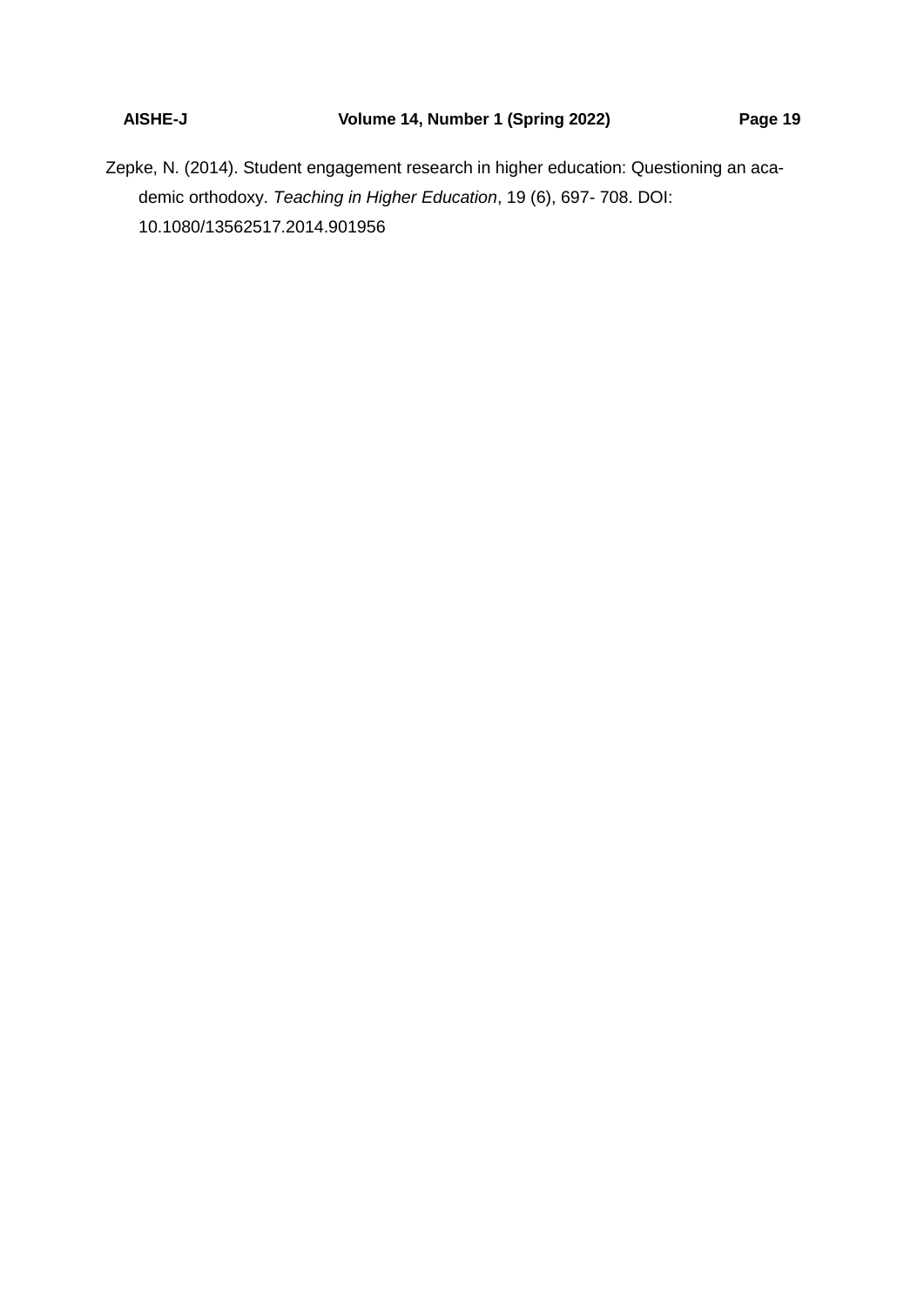Zepke, N. (2014). Student engagement research in higher education: Questioning an academic orthodoxy. *Teaching in Higher Education*, 19 (6), 697- 708. DOI: 10.1080/13562517.2014.901956